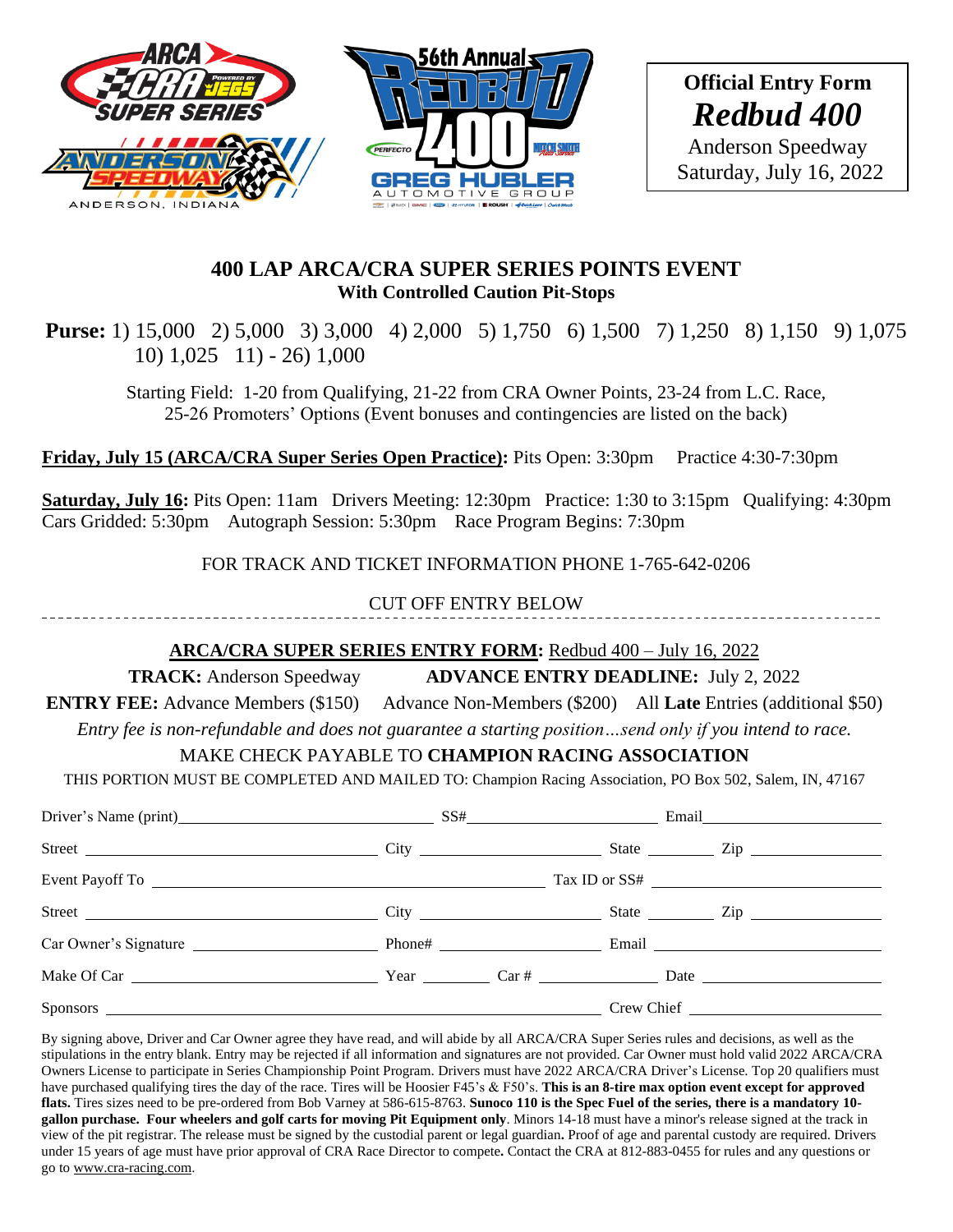**Official Entry Form**
***Redbud 400***
Anderson Speedway
Saturday, July 16, 2022

## 400 LAP ARCA/CRA SUPER SERIES POINTS EVENT
### With Controlled Caution Pit-Stops

**Purse:** 1) 15,000 2) 5,000 3) 3,000 4) 2,000 5) 1,750 6) 1,500 7) 1,250 8) 1,150 9) 1,075 10) 1,025 11) - 26) 1,000

Starting Field: 1-20 from Qualifying, 21-22 from CRA Owner Points, 23-24 from L.C. Race, 25-26 Promoters' Options (Event bonuses and contingencies are listed on the back)

**Friday, July 15 (ARCA/CRA Super Series Open Practice):** Pits Open: 3:30pm Practice 4:30-7:30pm

**Saturday, July 16:** Pits Open: 11am Drivers Meeting: 12:30pm Practice: 1:30 to 3:15pm Qualifying: 4:30pm Cars Gridded: 5:30pm Autograph Session: 5:30pm Race Program Begins: 7:30pm

FOR TRACK AND TICKET INFORMATION PHONE 1-765-642-0206

CUT OFF ENTRY BELOW

---

**ARCA/CRA SUPER SERIES ENTRY FORM:** Redbud 400 – July 16, 2022

**TRACK:** Anderson Speedway **ADVANCE ENTRY DEADLINE:** July 2, 2022

**ENTRY FEE:** Advance Members ($150) Advance Non-Members ($200) All **Late** Entries (additional $50)

*Entry fee is non-refundable and does not guarantee a starting position…send only if you intend to race.*

MAKE CHECK PAYABLE TO **CHAMPION RACING ASSOCIATION**

THIS PORTION MUST BE COMPLETED AND MAILED TO: Champion Racing Association, PO Box 502, Salem, IN, 47167

Driver's Name (print) ______________________ SS# ______________________ Email ______________________

Street ______________________ City ______________________ State ________ Zip ______________

Event Payoff To ______________________________________ Tax ID or SS# ______________________

Street ______________________ City ______________________ State ________ Zip ______________

Car Owner's Signature ______________________ Phone# ______________________ Email ______________________

Make Of Car ______________________ Year ________ Car # ______________ Date ______________________

Sponsors ______________________________________ Crew Chief ______________________

By signing above, Driver and Car Owner agree they have read, and will abide by all ARCA/CRA Super Series rules and decisions, as well as the stipulations in the entry blank. Entry may be rejected if all information and signatures are not provided. Car Owner must hold valid 2022 ARCA/CRA Owners License to participate in Series Championship Point Program. Drivers must have 2022 ARCA/CRA Driver's License. Top 20 qualifiers must have purchased qualifying tires the day of the race. Tires will be Hoosier F45's & F50's. **This is an 8-tire max option event except for approved flats.** Tires sizes need to be pre-ordered from Bob Varney at 586-615-8763. **Sunoco 110 is the Spec Fuel of the series, there is a mandatory 10-gallon purchase. Four wheelers and golf carts for moving Pit Equipment only**. Minors 14-18 must have a minor's release signed at the track in view of the pit registrar. The release must be signed by the custodial parent or legal guardian**.** Proof of age and parental custody are required. Drivers under 15 years of age must have prior approval of CRA Race Director to compete**.** Contact the CRA at 812-883-0455 for rules and any questions or go to www.cra-racing.com.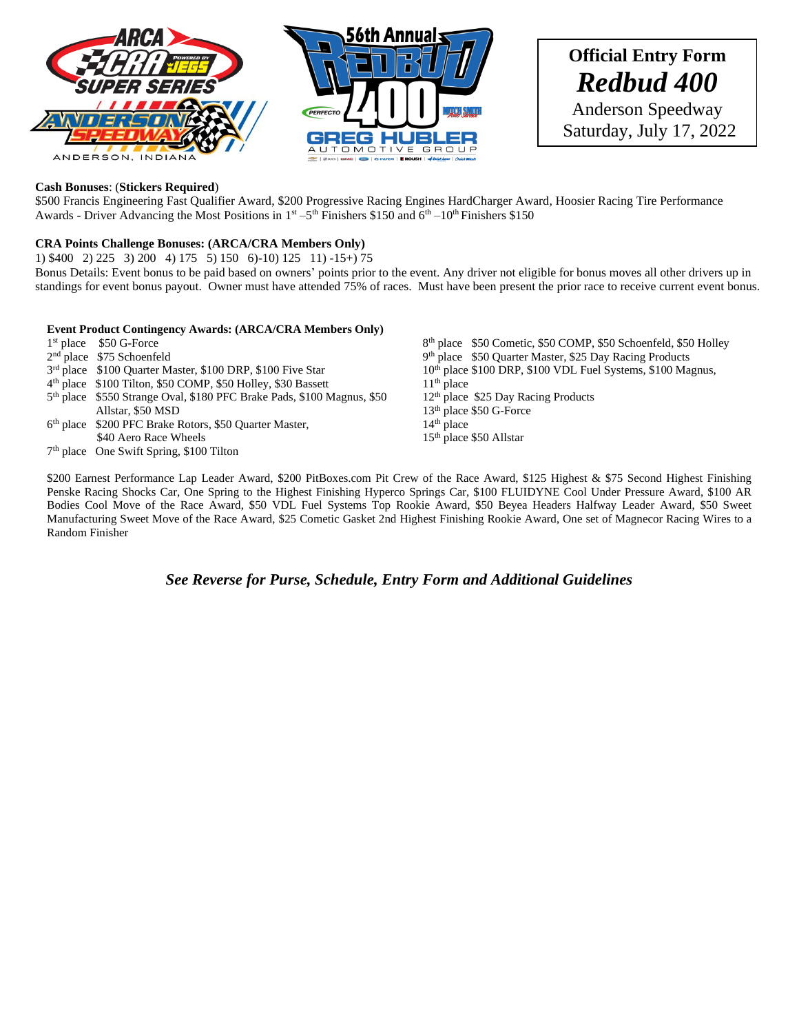**Official Entry Form**

***Redbud 400***

Anderson Speedway

Saturday, July 17, 2022

**Cash Bonuses**: (**Stickers Required**)

$500 Francis Engineering Fast Qualifier Award, $200 Progressive Racing Engines HardCharger Award, Hoosier Racing Tire Performance Awards - Driver Advancing the Most Positions in 1st –5th Finishers $150 and 6th –10th Finishers $150

**CRA Points Challenge Bonuses: (ARCA/CRA Members Only)**

1) $400 2) 225 3) 200 4) 175 5) 150 6)-10) 125 11) -15+) 75

Bonus Details: Event bonus to be paid based on owners' points prior to the event. Any driver not eligible for bonus moves all other drivers up in standings for event bonus payout. Owner must have attended 75% of races. Must have been present the prior race to receive current event bonus.

**Event Product Contingency Awards: (ARCA/CRA Members Only)**

1st place $50 G-Force
2nd place $75 Schoenfeld
3rd place $100 Quarter Master, $100 DRP, $100 Five Star
4th place $100 Tilton, $50 COMP, $50 Holley, $30 Bassett
5th place $550 Strange Oval, $180 PFC Brake Pads, $100 Magnus, $50 Allstar, $50 MSD
6th place $200 PFC Brake Rotors, $50 Quarter Master, $40 Aero Race Wheels
7th place One Swift Spring, $100 Tilton
8th place $50 Cometic, $50 COMP, $50 Schoenfeld, $50 Holley
9th place $50 Quarter Master, $25 Day Racing Products
10th place $100 DRP, $100 VDL Fuel Systems, $100 Magnus,
11th place
12th place $25 Day Racing Products
13th place $50 G-Force
14th place
15th place $50 Allstar

$200 Earnest Performance Lap Leader Award, $200 PitBoxes.com Pit Crew of the Race Award, $125 Highest & $75 Second Highest Finishing Penske Racing Shocks Car, One Spring to the Highest Finishing Hyperco Springs Car, $100 FLUIDYNE Cool Under Pressure Award, $100 AR Bodies Cool Move of the Race Award, $50 VDL Fuel Systems Top Rookie Award, $50 Beyea Headers Halfway Leader Award, $50 Sweet Manufacturing Sweet Move of the Race Award, $25 Cometic Gasket 2nd Highest Finishing Rookie Award, One set of Magnecor Racing Wires to a Random Finisher

***See Reverse for Purse, Schedule, Entry Form and Additional Guidelines***